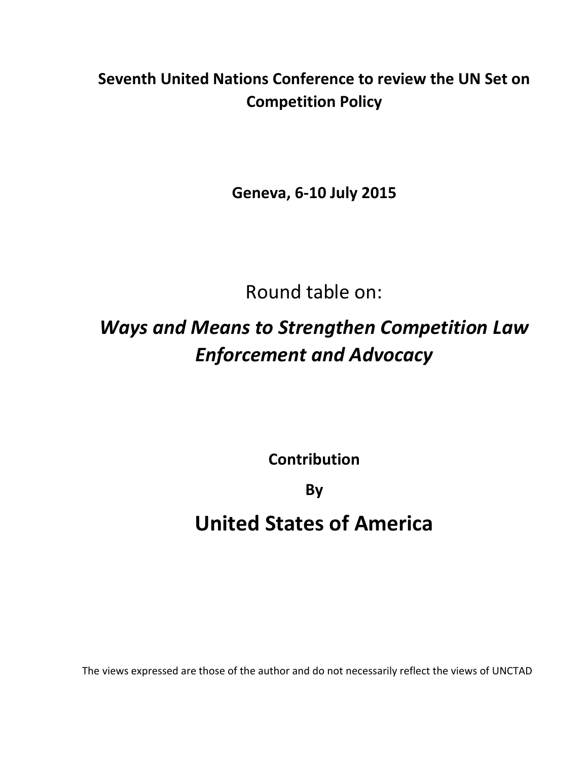**Seventh United Nations Conference to review the UN Set on Competition Policy**

**Geneva, 6-10 July 2015**

Round table on:

# *Ways and Means to Strengthen Competition Law Enforcement and Advocacy*

**Contribution**

**By**

# United States of America

The views expressed are those of the author and do not necessarily reflect the views of UNCTAD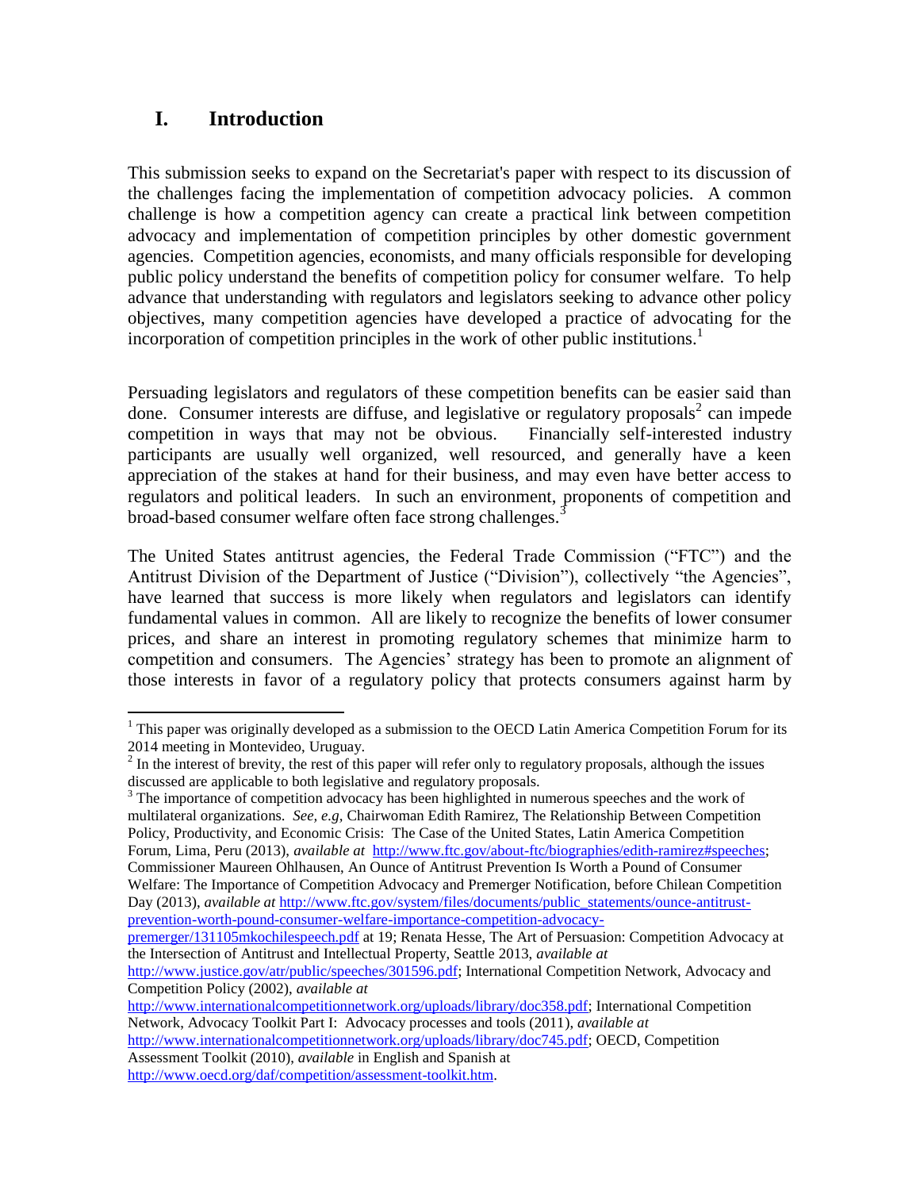# I. Introduction

This submission seeks to expand on the Secretariat's paper with respect to its discussion of the challenges facing the implementation of competition advocacy policies. A common challenge is how a competition agency can create a practical link between competition advocacy and implementation of competition principles by other domestic government agencies. Competition agencies, economists, and many officials responsible for developing public policy understand the benefits of competition policy for consumer welfare. To help advance that understanding with regulators and legislators seeking to advance other policy objectives, many competition agencies have developed a practice of advocating for the incorporation of competition principles in the work of other public institutions.[1]

Persuading legislators and regulators of these competition benefits can be easier said than done. Consumer interests are diffuse, and legislative or regulatory proposals[2] can impede competition in ways that may not be obvious. Financially self-interested industry participants are usually well organized, well resourced, and generally have a keen appreciation of the stakes at hand for their business, and may even have better access to regulators and political leaders. In such an environment, proponents of competition and broad-based consumer welfare often face strong challenges.[3]

The United States antitrust agencies, the Federal Trade Commission ("FTC") and the Antitrust Division of the Department of Justice ("Division"), collectively "the Agencies", have learned that success is more likely when regulators and legislators can identify fundamental values in common. All are likely to recognize the benefits of lower consumer prices, and share an interest in promoting regulatory schemes that minimize harm to competition and consumers. The Agencies' strategy has been to promote an alignment of those interests in favor of a regulatory policy that protects consumers against harm by

---

[1] This paper was originally developed as a submission to the OECD Latin America Competition Forum for its 2014 meeting in Montevideo, Uruguay.

[2] In the interest of brevity, the rest of this paper will refer only to regulatory proposals, although the issues discussed are applicable to both legislative and regulatory proposals.

[3] The importance of competition advocacy has been highlighted in numerous speeches and the work of multilateral organizations. *See, e.g,* Chairwoman Edith Ramirez, The Relationship Between Competition Policy, Productivity, and Economic Crisis: The Case of the United States, Latin America Competition Forum, Lima, Peru (2013), *available at* http://www.ftc.gov/about-ftc/biographies/edith-ramirez#speeches; Commissioner Maureen Ohlhausen, An Ounce of Antitrust Prevention Is Worth a Pound of Consumer Welfare: The Importance of Competition Advocacy and Premerger Notification, before Chilean Competition Day (2013), *available at* http://www.ftc.gov/system/files/documents/public_statements/ounce-antitrust-prevention-worth-pound-consumer-welfare-importance-competition-advocacy-premerger/131105mkochilespeech.pdf at 19; Renata Hesse, The Art of Persuasion: Competition Advocacy at the Intersection of Antitrust and Intellectual Property, Seattle 2013, *available at* http://www.justice.gov/atr/public/speeches/301596.pdf; International Competition Network, Advocacy and Competition Policy (2002), *available at* http://www.internationalcompetitionnetwork.org/uploads/library/doc358.pdf; International Competition Network, Advocacy Toolkit Part I: Advocacy processes and tools (2011), *available at* http://www.internationalcompetitionnetwork.org/uploads/library/doc745.pdf; OECD, Competition Assessment Toolkit (2010), *available* in English and Spanish at http://www.oecd.org/daf/competition/assessment-toolkit.htm.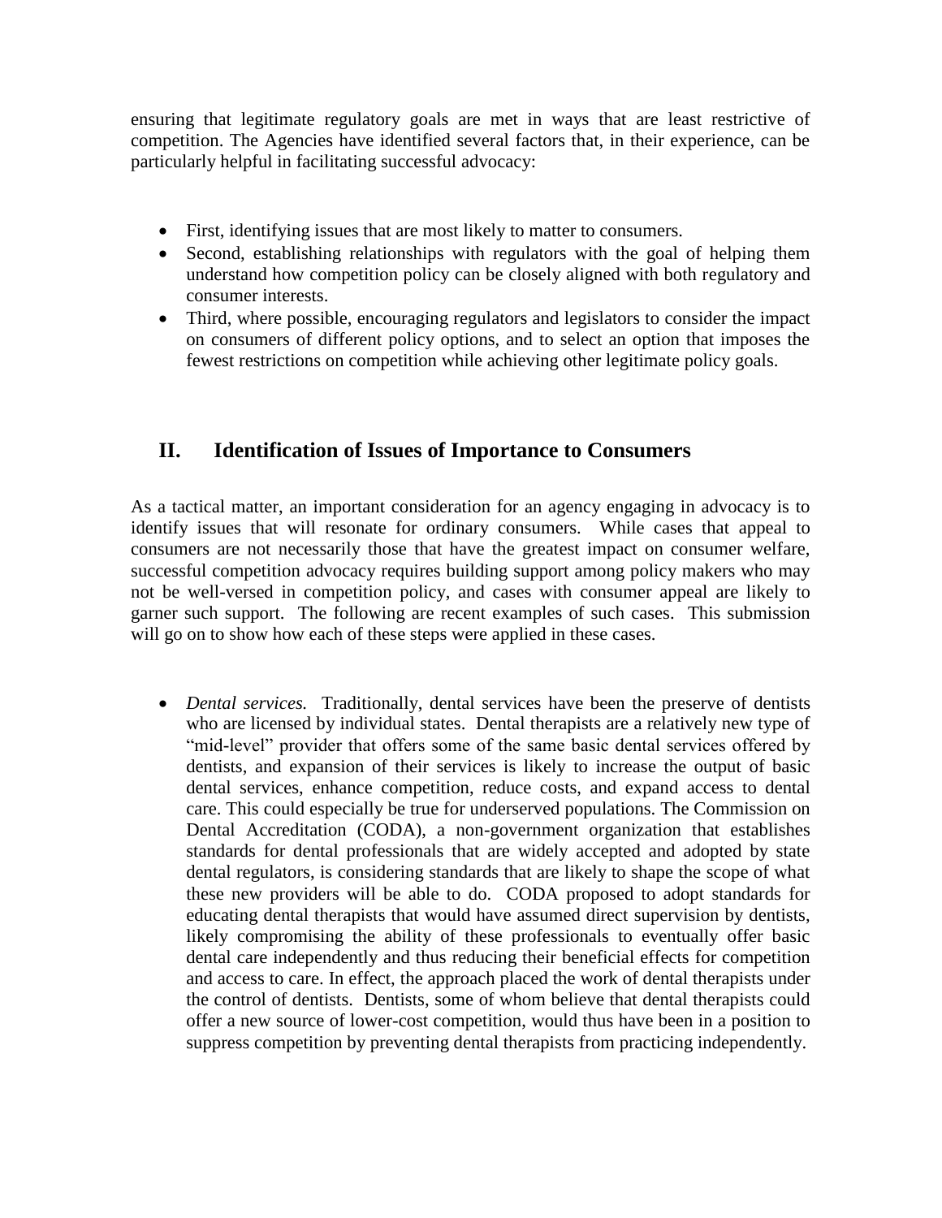ensuring that legitimate regulatory goals are met in ways that are least restrictive of competition. The Agencies have identified several factors that, in their experience, can be particularly helpful in facilitating successful advocacy:

- First, identifying issues that are most likely to matter to consumers.
- Second, establishing relationships with regulators with the goal of helping them understand how competition policy can be closely aligned with both regulatory and consumer interests.
- Third, where possible, encouraging regulators and legislators to consider the impact on consumers of different policy options, and to select an option that imposes the fewest restrictions on competition while achieving other legitimate policy goals.

## II. Identification of Issues of Importance to Consumers

As a tactical matter, an important consideration for an agency engaging in advocacy is to identify issues that will resonate for ordinary consumers. While cases that appeal to consumers are not necessarily those that have the greatest impact on consumer welfare, successful competition advocacy requires building support among policy makers who may not be well-versed in competition policy, and cases with consumer appeal are likely to garner such support. The following are recent examples of such cases. This submission will go on to show how each of these steps were applied in these cases.

- *Dental services.* Traditionally, dental services have been the preserve of dentists who are licensed by individual states. Dental therapists are a relatively new type of "mid-level" provider that offers some of the same basic dental services offered by dentists, and expansion of their services is likely to increase the output of basic dental services, enhance competition, reduce costs, and expand access to dental care. This could especially be true for underserved populations. The Commission on Dental Accreditation (CODA), a non-government organization that establishes standards for dental professionals that are widely accepted and adopted by state dental regulators, is considering standards that are likely to shape the scope of what these new providers will be able to do. CODA proposed to adopt standards for educating dental therapists that would have assumed direct supervision by dentists, likely compromising the ability of these professionals to eventually offer basic dental care independently and thus reducing their beneficial effects for competition and access to care. In effect, the approach placed the work of dental therapists under the control of dentists. Dentists, some of whom believe that dental therapists could offer a new source of lower-cost competition, would thus have been in a position to suppress competition by preventing dental therapists from practicing independently.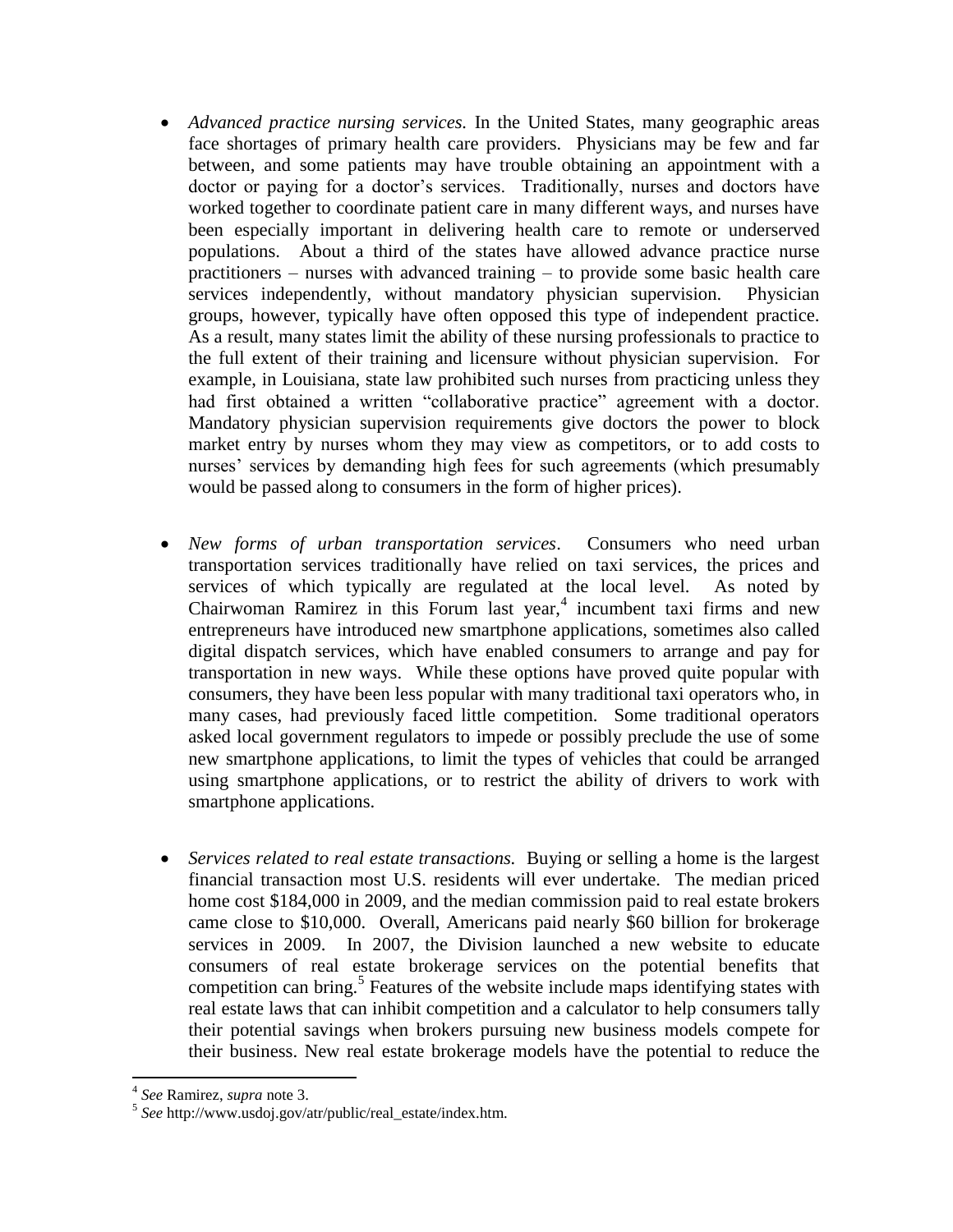- *Advanced practice nursing services.* In the United States, many geographic areas face shortages of primary health care providers. Physicians may be few and far between, and some patients may have trouble obtaining an appointment with a doctor or paying for a doctor's services. Traditionally, nurses and doctors have worked together to coordinate patient care in many different ways, and nurses have been especially important in delivering health care to remote or underserved populations. About a third of the states have allowed advance practice nurse practitioners – nurses with advanced training – to provide some basic health care services independently, without mandatory physician supervision. Physician groups, however, typically have often opposed this type of independent practice. As a result, many states limit the ability of these nursing professionals to practice to the full extent of their training and licensure without physician supervision. For example, in Louisiana, state law prohibited such nurses from practicing unless they had first obtained a written "collaborative practice" agreement with a doctor. Mandatory physician supervision requirements give doctors the power to block market entry by nurses whom they may view as competitors, or to add costs to nurses' services by demanding high fees for such agreements (which presumably would be passed along to consumers in the form of higher prices).

- *New forms of urban transportation services*. Consumers who need urban transportation services traditionally have relied on taxi services, the prices and services of which typically are regulated at the local level. As noted by Chairwoman Ramirez in this Forum last year,[4] incumbent taxi firms and new entrepreneurs have introduced new smartphone applications, sometimes also called digital dispatch services, which have enabled consumers to arrange and pay for transportation in new ways. While these options have proved quite popular with consumers, they have been less popular with many traditional taxi operators who, in many cases, had previously faced little competition. Some traditional operators asked local government regulators to impede or possibly preclude the use of some new smartphone applications, to limit the types of vehicles that could be arranged using smartphone applications, or to restrict the ability of drivers to work with smartphone applications.

- *Services related to real estate transactions.* Buying or selling a home is the largest financial transaction most U.S. residents will ever undertake. The median priced home cost $184,000 in 2009, and the median commission paid to real estate brokers came close to $10,000. Overall, Americans paid nearly $60 billion for brokerage services in 2009. In 2007, the Division launched a new website to educate consumers of real estate brokerage services on the potential benefits that competition can bring.[5] Features of the website include maps identifying states with real estate laws that can inhibit competition and a calculator to help consumers tally their potential savings when brokers pursuing new business models compete for their business. New real estate brokerage models have the potential to reduce the

---

[4] *See* Ramirez, *supra* note 3.

[5] *See* http://www.usdoj.gov/atr/public/real_estate/index.htm.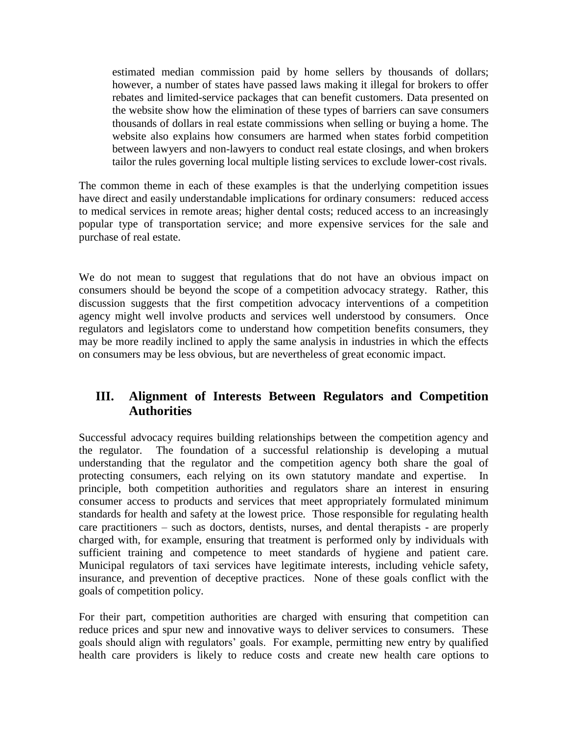> estimated median commission paid by home sellers by thousands of dollars; however, a number of states have passed laws making it illegal for brokers to offer rebates and limited-service packages that can benefit customers. Data presented on the website show how the elimination of these types of barriers can save consumers thousands of dollars in real estate commissions when selling or buying a home. The website also explains how consumers are harmed when states forbid competition between lawyers and non-lawyers to conduct real estate closings, and when brokers tailor the rules governing local multiple listing services to exclude lower-cost rivals.

The common theme in each of these examples is that the underlying competition issues have direct and easily understandable implications for ordinary consumers: reduced access to medical services in remote areas; higher dental costs; reduced access to an increasingly popular type of transportation service; and more expensive services for the sale and purchase of real estate.

We do not mean to suggest that regulations that do not have an obvious impact on consumers should be beyond the scope of a competition advocacy strategy. Rather, this discussion suggests that the first competition advocacy interventions of a competition agency might well involve products and services well understood by consumers. Once regulators and legislators come to understand how competition benefits consumers, they may be more readily inclined to apply the same analysis in industries in which the effects on consumers may be less obvious, but are nevertheless of great economic impact.

## III. Alignment of Interests Between Regulators and Competition Authorities

Successful advocacy requires building relationships between the competition agency and the regulator. The foundation of a successful relationship is developing a mutual understanding that the regulator and the competition agency both share the goal of protecting consumers, each relying on its own statutory mandate and expertise. In principle, both competition authorities and regulators share an interest in ensuring consumer access to products and services that meet appropriately formulated minimum standards for health and safety at the lowest price. Those responsible for regulating health care practitioners – such as doctors, dentists, nurses, and dental therapists - are properly charged with, for example, ensuring that treatment is performed only by individuals with sufficient training and competence to meet standards of hygiene and patient care. Municipal regulators of taxi services have legitimate interests, including vehicle safety, insurance, and prevention of deceptive practices. None of these goals conflict with the goals of competition policy.

For their part, competition authorities are charged with ensuring that competition can reduce prices and spur new and innovative ways to deliver services to consumers. These goals should align with regulators' goals. For example, permitting new entry by qualified health care providers is likely to reduce costs and create new health care options to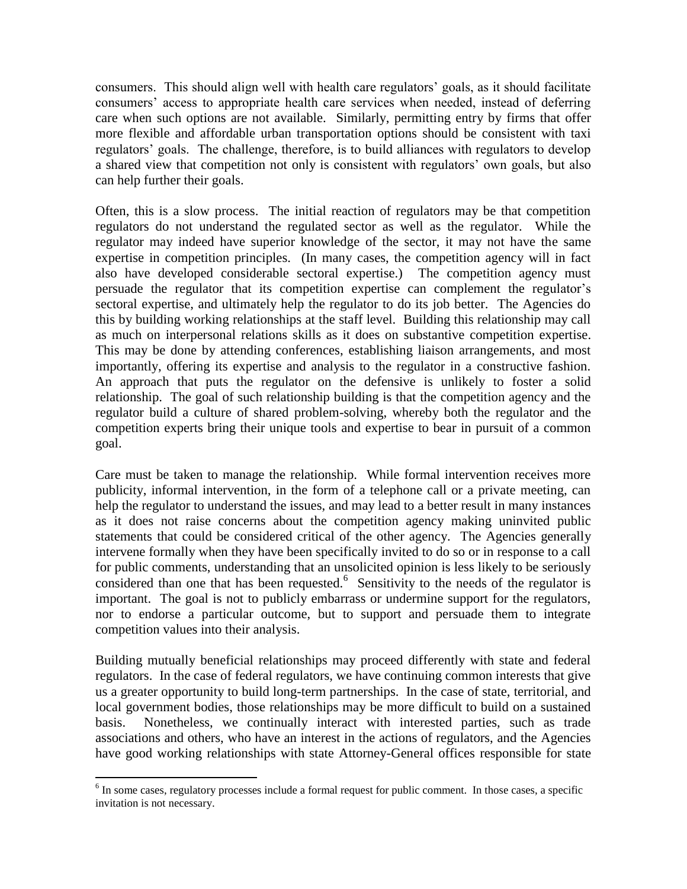consumers. This should align well with health care regulators' goals, as it should facilitate consumers' access to appropriate health care services when needed, instead of deferring care when such options are not available. Similarly, permitting entry by firms that offer more flexible and affordable urban transportation options should be consistent with taxi regulators' goals. The challenge, therefore, is to build alliances with regulators to develop a shared view that competition not only is consistent with regulators' own goals, but also can help further their goals.

Often, this is a slow process. The initial reaction of regulators may be that competition regulators do not understand the regulated sector as well as the regulator. While the regulator may indeed have superior knowledge of the sector, it may not have the same expertise in competition principles. (In many cases, the competition agency will in fact also have developed considerable sectoral expertise.) The competition agency must persuade the regulator that its competition expertise can complement the regulator's sectoral expertise, and ultimately help the regulator to do its job better. The Agencies do this by building working relationships at the staff level. Building this relationship may call as much on interpersonal relations skills as it does on substantive competition expertise. This may be done by attending conferences, establishing liaison arrangements, and most importantly, offering its expertise and analysis to the regulator in a constructive fashion. An approach that puts the regulator on the defensive is unlikely to foster a solid relationship. The goal of such relationship building is that the competition agency and the regulator build a culture of shared problem-solving, whereby both the regulator and the competition experts bring their unique tools and expertise to bear in pursuit of a common goal.

Care must be taken to manage the relationship. While formal intervention receives more publicity, informal intervention, in the form of a telephone call or a private meeting, can help the regulator to understand the issues, and may lead to a better result in many instances as it does not raise concerns about the competition agency making uninvited public statements that could be considered critical of the other agency. The Agencies generally intervene formally when they have been specifically invited to do so or in response to a call for public comments, understanding that an unsolicited opinion is less likely to be seriously considered than one that has been requested.[6] Sensitivity to the needs of the regulator is important. The goal is not to publicly embarrass or undermine support for the regulators, nor to endorse a particular outcome, but to support and persuade them to integrate competition values into their analysis.

Building mutually beneficial relationships may proceed differently with state and federal regulators. In the case of federal regulators, we have continuing common interests that give us a greater opportunity to build long-term partnerships. In the case of state, territorial, and local government bodies, those relationships may be more difficult to build on a sustained basis. Nonetheless, we continually interact with interested parties, such as trade associations and others, who have an interest in the actions of regulators, and the Agencies have good working relationships with state Attorney-General offices responsible for state

[6] In some cases, regulatory processes include a formal request for public comment. In those cases, a specific invitation is not necessary.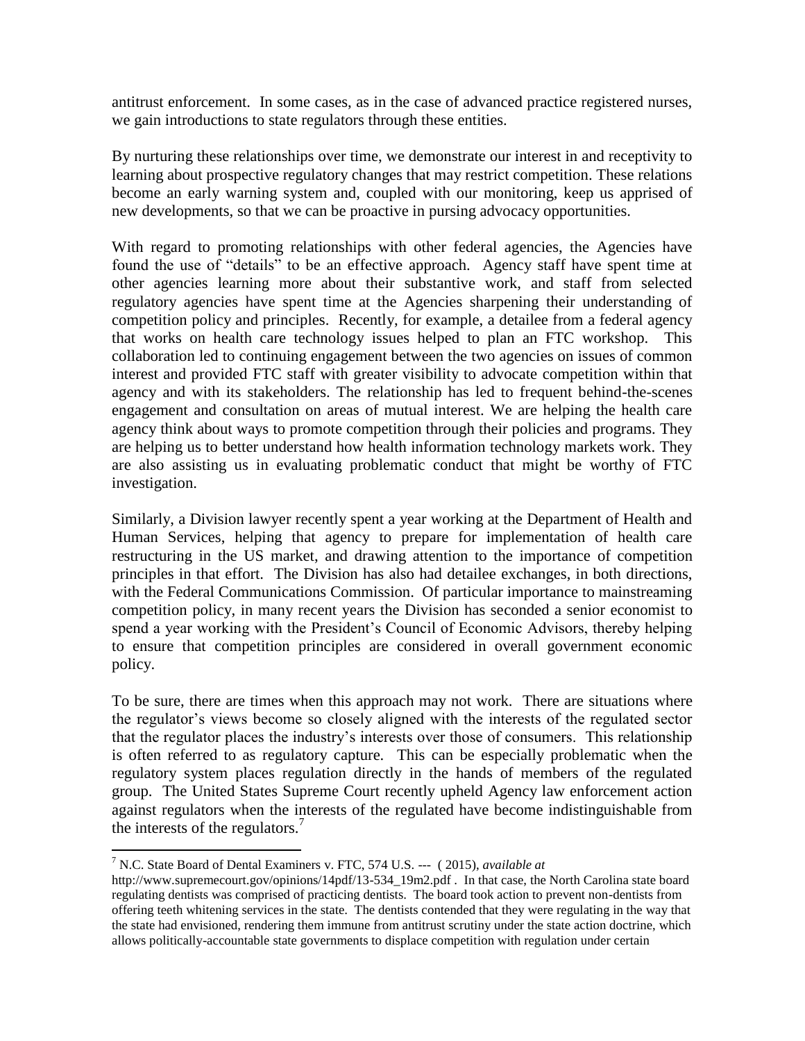antitrust enforcement. In some cases, as in the case of advanced practice registered nurses, we gain introductions to state regulators through these entities.

By nurturing these relationships over time, we demonstrate our interest in and receptivity to learning about prospective regulatory changes that may restrict competition. These relations become an early warning system and, coupled with our monitoring, keep us apprised of new developments, so that we can be proactive in pursing advocacy opportunities.

With regard to promoting relationships with other federal agencies, the Agencies have found the use of "details" to be an effective approach. Agency staff have spent time at other agencies learning more about their substantive work, and staff from selected regulatory agencies have spent time at the Agencies sharpening their understanding of competition policy and principles. Recently, for example, a detailee from a federal agency that works on health care technology issues helped to plan an FTC workshop. This collaboration led to continuing engagement between the two agencies on issues of common interest and provided FTC staff with greater visibility to advocate competition within that agency and with its stakeholders. The relationship has led to frequent behind-the-scenes engagement and consultation on areas of mutual interest. We are helping the health care agency think about ways to promote competition through their policies and programs. They are helping us to better understand how health information technology markets work. They are also assisting us in evaluating problematic conduct that might be worthy of FTC investigation.

Similarly, a Division lawyer recently spent a year working at the Department of Health and Human Services, helping that agency to prepare for implementation of health care restructuring in the US market, and drawing attention to the importance of competition principles in that effort. The Division has also had detailee exchanges, in both directions, with the Federal Communications Commission. Of particular importance to mainstreaming competition policy, in many recent years the Division has seconded a senior economist to spend a year working with the President's Council of Economic Advisors, thereby helping to ensure that competition principles are considered in overall government economic policy.

To be sure, there are times when this approach may not work. There are situations where the regulator's views become so closely aligned with the interests of the regulated sector that the regulator places the industry's interests over those of consumers. This relationship is often referred to as regulatory capture. This can be especially problematic when the regulatory system places regulation directly in the hands of members of the regulated group. The United States Supreme Court recently upheld Agency law enforcement action against regulators when the interests of the regulated have become indistinguishable from the interests of the regulators.[7]

---

[7] N.C. State Board of Dental Examiners v. FTC, 574 U.S. --- ( 2015), *available at* http://www.supremecourt.gov/opinions/14pdf/13-534_19m2.pdf . In that case, the North Carolina state board regulating dentists was comprised of practicing dentists. The board took action to prevent non-dentists from offering teeth whitening services in the state. The dentists contended that they were regulating in the way that the state had envisioned, rendering them immune from antitrust scrutiny under the state action doctrine, which allows politically-accountable state governments to displace competition with regulation under certain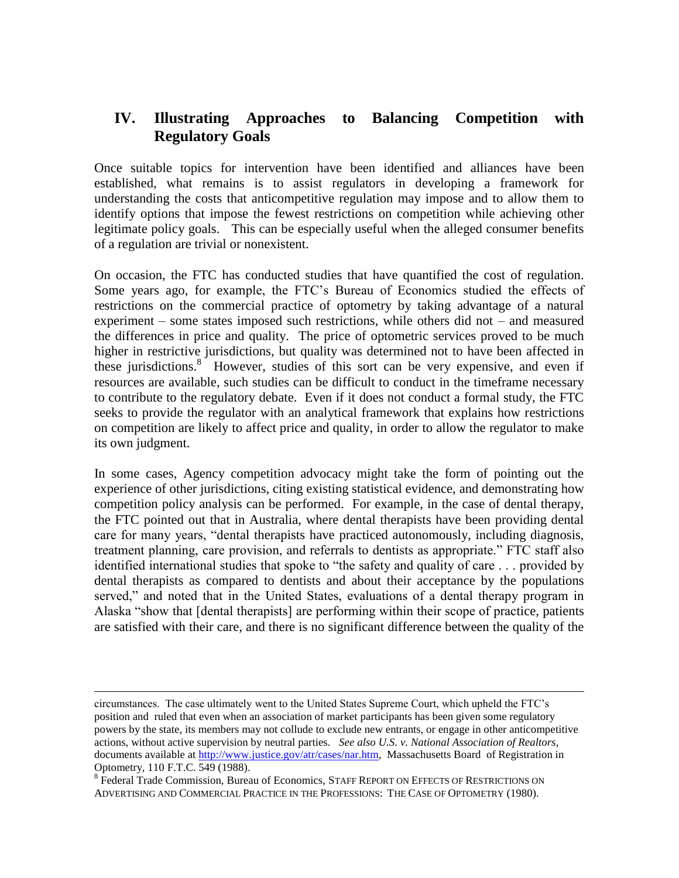## IV. Illustrating Approaches to Balancing Competition with Regulatory Goals

Once suitable topics for intervention have been identified and alliances have been established, what remains is to assist regulators in developing a framework for understanding the costs that anticompetitive regulation may impose and to allow them to identify options that impose the fewest restrictions on competition while achieving other legitimate policy goals. This can be especially useful when the alleged consumer benefits of a regulation are trivial or nonexistent.

On occasion, the FTC has conducted studies that have quantified the cost of regulation. Some years ago, for example, the FTC's Bureau of Economics studied the effects of restrictions on the commercial practice of optometry by taking advantage of a natural experiment – some states imposed such restrictions, while others did not – and measured the differences in price and quality. The price of optometric services proved to be much higher in restrictive jurisdictions, but quality was determined not to have been affected in these jurisdictions.[8] However, studies of this sort can be very expensive, and even if resources are available, such studies can be difficult to conduct in the timeframe necessary to contribute to the regulatory debate. Even if it does not conduct a formal study, the FTC seeks to provide the regulator with an analytical framework that explains how restrictions on competition are likely to affect price and quality, in order to allow the regulator to make its own judgment.

In some cases, Agency competition advocacy might take the form of pointing out the experience of other jurisdictions, citing existing statistical evidence, and demonstrating how competition policy analysis can be performed. For example, in the case of dental therapy, the FTC pointed out that in Australia, where dental therapists have been providing dental care for many years, "dental therapists have practiced autonomously, including diagnosis, treatment planning, care provision, and referrals to dentists as appropriate." FTC staff also identified international studies that spoke to "the safety and quality of care . . . provided by dental therapists as compared to dentists and about their acceptance by the populations served," and noted that in the United States, evaluations of a dental therapy program in Alaska "show that [dental therapists] are performing within their scope of practice, patients are satisfied with their care, and there is no significant difference between the quality of the

---

circumstances. The case ultimately went to the United States Supreme Court, which upheld the FTC's position and ruled that even when an association of market participants has been given some regulatory powers by the state, its members may not collude to exclude new entrants, or engage in other anticompetitive actions, without active supervision by neutral parties. *See also U.S. v. National Association of Realtors*, documents available at http://www.justice.gov/atr/cases/nar.htm, Massachusetts Board of Registration in Optometry, 110 F.T.C. 549 (1988).

[8] Federal Trade Commission, Bureau of Economics, STAFF REPORT ON EFFECTS OF RESTRICTIONS ON ADVERTISING AND COMMERCIAL PRACTICE IN THE PROFESSIONS: THE CASE OF OPTOMETRY (1980).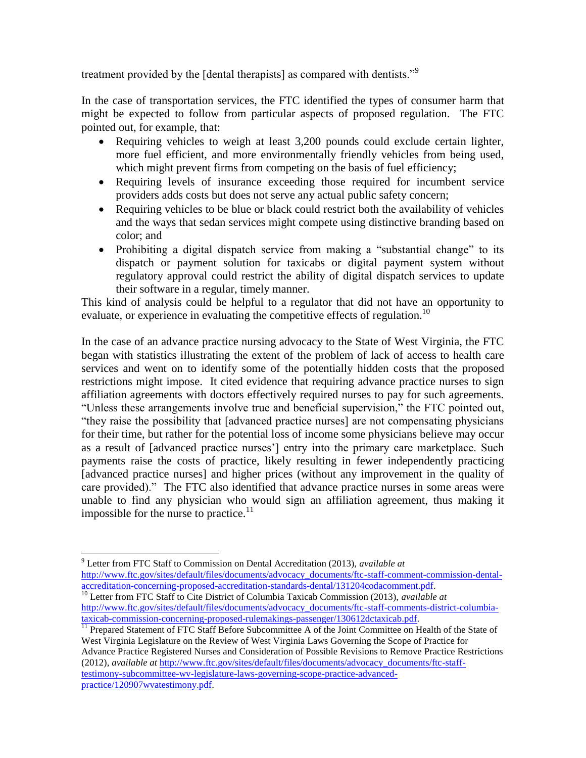treatment provided by the [dental therapists] as compared with dentists."[9]

In the case of transportation services, the FTC identified the types of consumer harm that might be expected to follow from particular aspects of proposed regulation. The FTC pointed out, for example, that:

- Requiring vehicles to weigh at least 3,200 pounds could exclude certain lighter, more fuel efficient, and more environmentally friendly vehicles from being used, which might prevent firms from competing on the basis of fuel efficiency;
- Requiring levels of insurance exceeding those required for incumbent service providers adds costs but does not serve any actual public safety concern;
- Requiring vehicles to be blue or black could restrict both the availability of vehicles and the ways that sedan services might compete using distinctive branding based on color; and
- Prohibiting a digital dispatch service from making a "substantial change" to its dispatch or payment solution for taxicabs or digital payment system without regulatory approval could restrict the ability of digital dispatch services to update their software in a regular, timely manner.

This kind of analysis could be helpful to a regulator that did not have an opportunity to evaluate, or experience in evaluating the competitive effects of regulation.[10]

In the case of an advance practice nursing advocacy to the State of West Virginia, the FTC began with statistics illustrating the extent of the problem of lack of access to health care services and went on to identify some of the potentially hidden costs that the proposed restrictions might impose. It cited evidence that requiring advance practice nurses to sign affiliation agreements with doctors effectively required nurses to pay for such agreements. "Unless these arrangements involve true and beneficial supervision," the FTC pointed out, "they raise the possibility that [advanced practice nurses] are not compensating physicians for their time, but rather for the potential loss of income some physicians believe may occur as a result of [advanced practice nurses'] entry into the primary care marketplace. Such payments raise the costs of practice, likely resulting in fewer independently practicing [advanced practice nurses] and higher prices (without any improvement in the quality of care provided)." The FTC also identified that advance practice nurses in some areas were unable to find any physician who would sign an affiliation agreement, thus making it impossible for the nurse to practice.[11]

---

[9] Letter from FTC Staff to Commission on Dental Accreditation (2013), *available at* http://www.ftc.gov/sites/default/files/documents/advocacy_documents/ftc-staff-comment-commission-dental-accreditation-concerning-proposed-accreditation-standards-dental/131204codacomment.pdf.

[10] Letter from FTC Staff to Cite District of Columbia Taxicab Commission (2013), *available at* http://www.ftc.gov/sites/default/files/documents/advocacy_documents/ftc-staff-comments-district-columbia-taxicab-commission-concerning-proposed-rulemakings-passenger/130612dctaxicab.pdf.

[11] Prepared Statement of FTC Staff Before Subcommittee A of the Joint Committee on Health of the State of West Virginia Legislature on the Review of West Virginia Laws Governing the Scope of Practice for Advance Practice Registered Nurses and Consideration of Possible Revisions to Remove Practice Restrictions (2012), *available at* http://www.ftc.gov/sites/default/files/documents/advocacy_documents/ftc-staff-testimony-subcommittee-wv-legislature-laws-governing-scope-practice-advanced-practice/120907wvatestimony.pdf.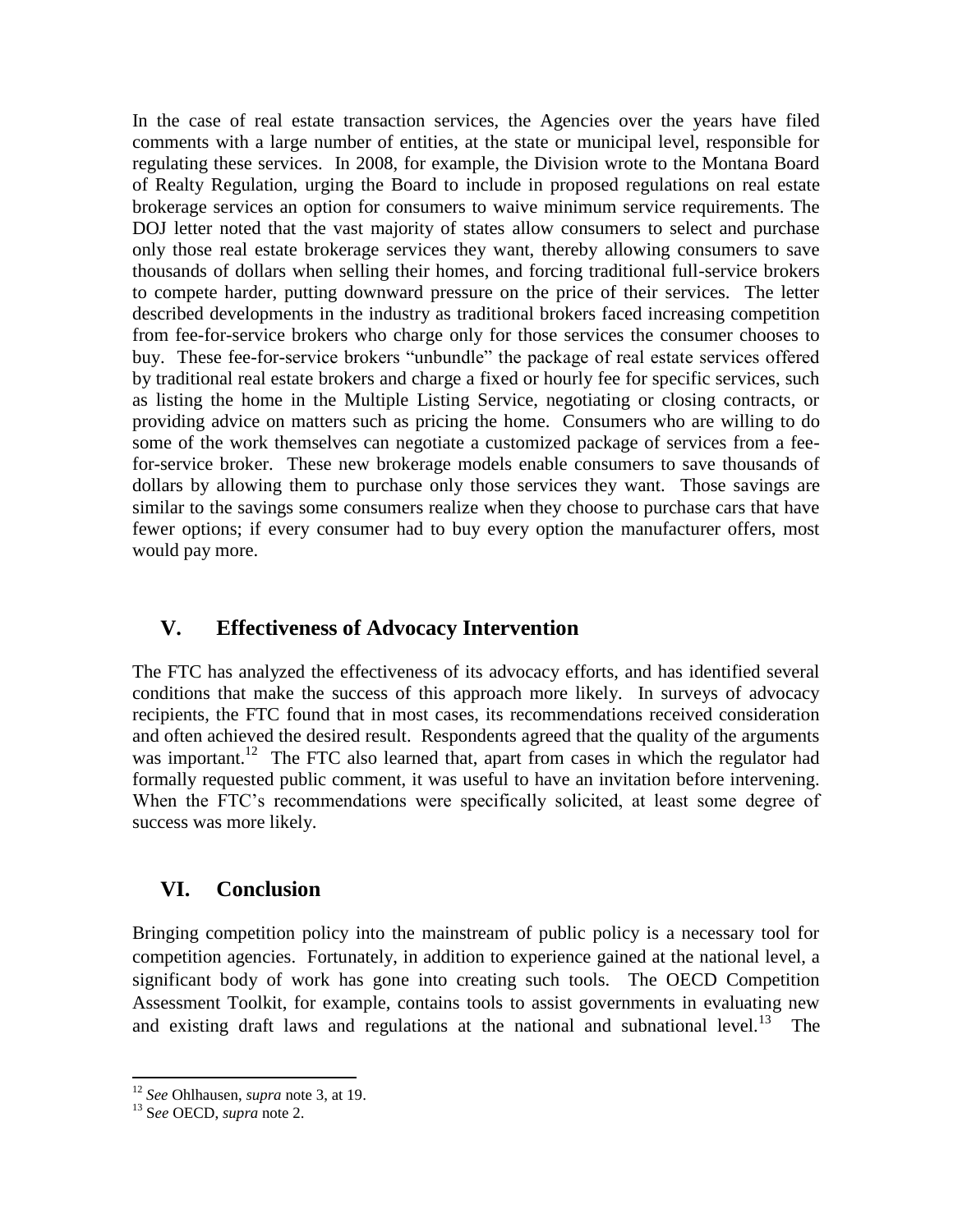In the case of real estate transaction services, the Agencies over the years have filed comments with a large number of entities, at the state or municipal level, responsible for regulating these services. In 2008, for example, the Division wrote to the Montana Board of Realty Regulation, urging the Board to include in proposed regulations on real estate brokerage services an option for consumers to waive minimum service requirements. The DOJ letter noted that the vast majority of states allow consumers to select and purchase only those real estate brokerage services they want, thereby allowing consumers to save thousands of dollars when selling their homes, and forcing traditional full-service brokers to compete harder, putting downward pressure on the price of their services. The letter described developments in the industry as traditional brokers faced increasing competition from fee-for-service brokers who charge only for those services the consumer chooses to buy. These fee-for-service brokers "unbundle" the package of real estate services offered by traditional real estate brokers and charge a fixed or hourly fee for specific services, such as listing the home in the Multiple Listing Service, negotiating or closing contracts, or providing advice on matters such as pricing the home. Consumers who are willing to do some of the work themselves can negotiate a customized package of services from a fee-for-service broker. These new brokerage models enable consumers to save thousands of dollars by allowing them to purchase only those services they want. Those savings are similar to the savings some consumers realize when they choose to purchase cars that have fewer options; if every consumer had to buy every option the manufacturer offers, most would pay more.

## V. Effectiveness of Advocacy Intervention

The FTC has analyzed the effectiveness of its advocacy efforts, and has identified several conditions that make the success of this approach more likely. In surveys of advocacy recipients, the FTC found that in most cases, its recommendations received consideration and often achieved the desired result. Respondents agreed that the quality of the arguments was important.[12] The FTC also learned that, apart from cases in which the regulator had formally requested public comment, it was useful to have an invitation before intervening. When the FTC's recommendations were specifically solicited, at least some degree of success was more likely.

## VI. Conclusion

Bringing competition policy into the mainstream of public policy is a necessary tool for competition agencies. Fortunately, in addition to experience gained at the national level, a significant body of work has gone into creating such tools. The OECD Competition Assessment Toolkit, for example, contains tools to assist governments in evaluating new and existing draft laws and regulations at the national and subnational level.[13] The

---

[12] *See* Ohlhausen, *supra* note 3, at 19.

[13] S*ee* OECD, *supra* note 2.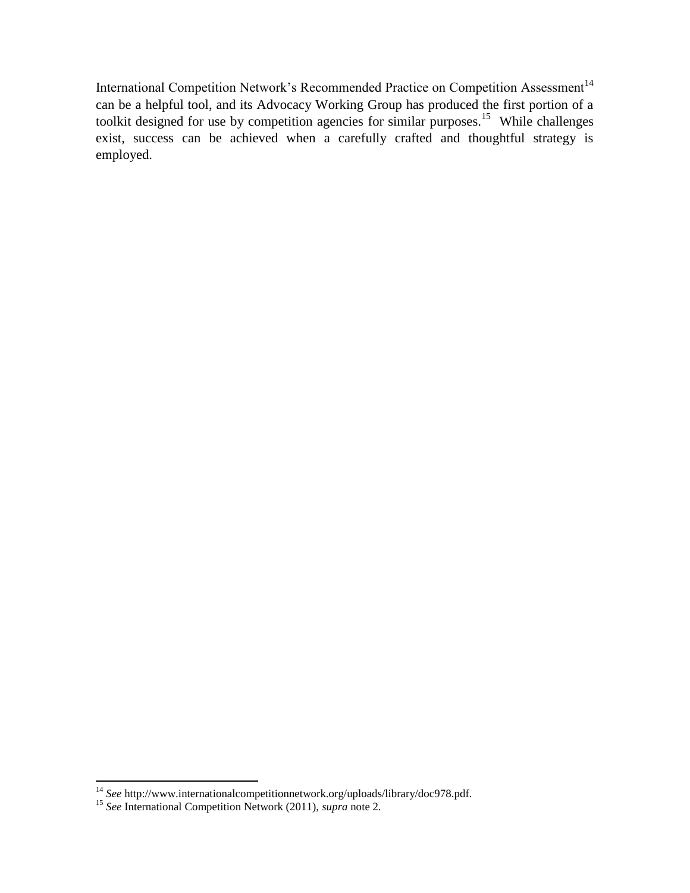International Competition Network's Recommended Practice on Competition Assessment[14] can be a helpful tool, and its Advocacy Working Group has produced the first portion of a toolkit designed for use by competition agencies for similar purposes.[15] While challenges exist, success can be achieved when a carefully crafted and thoughtful strategy is employed.

[14] *See* http://www.internationalcompetitionnetwork.org/uploads/library/doc978.pdf.

[15] *See* International Competition Network (2011), *supra* note 2.